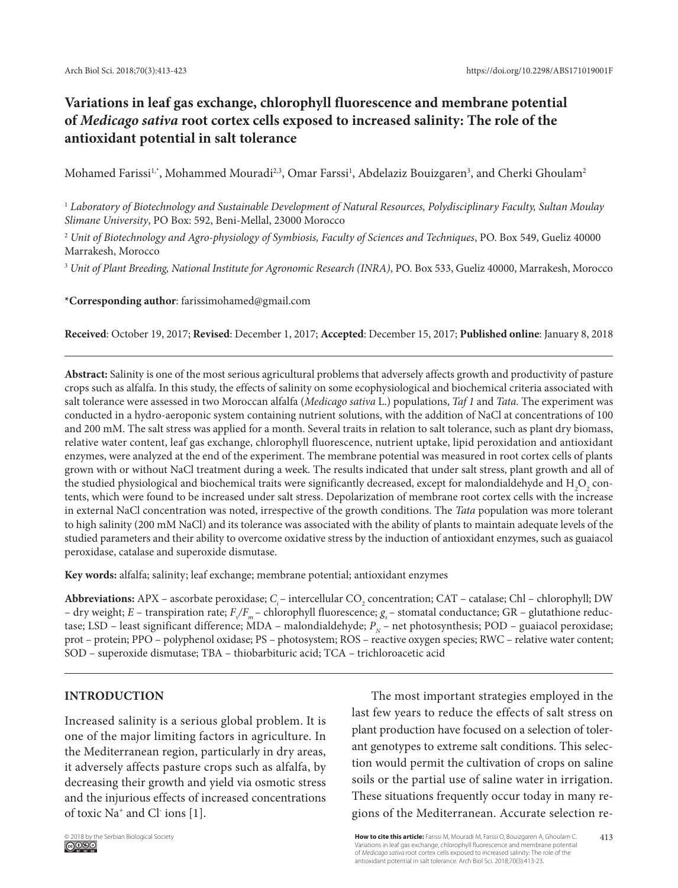# Variations in leaf gas exchange, chlorophyll fluorescence and membrane potential of *Medicago sativa* root cortex cells exposed to increased salinity: The role of the antioxidant potential in salt tolerance

Mohamed Farissi[1,*], Mohammed Mouradi[2,3], Omar Farssi[1], Abdelaziz Bouizgaren[3], and Cherki Ghoulam[2]

[1] *Laboratory of Biotechnology and Sustainable Development of Natural Resources, Polydisciplinary Faculty, Sultan Moulay Slimane University*, PO Box: 592, Beni-Mellal, 23000 Morocco

[2] *Unit of Biotechnology and Agro-physiology of Symbiosis, Faculty of Sciences and Techniques*, PO. Box 549, Gueliz 40000 Marrakesh, Morocco

[3] *Unit of Plant Breeding, National Institute for Agronomic Research (INRA)*, PO. Box 533, Gueliz 40000, Marrakesh, Morocco

**\*Corresponding author**: farissimohamed@gmail.com

**Received**: October 19, 2017; **Revised**: December 1, 2017; **Accepted**: December 15, 2017; **Published online**: January 8, 2018

**Abstract:** Salinity is one of the most serious agricultural problems that adversely affects growth and productivity of pasture crops such as alfalfa. In this study, the effects of salinity on some ecophysiological and biochemical criteria associated with salt tolerance were assessed in two Moroccan alfalfa (*Medicago sativa* L.) populations, *Taf 1* and *Tata.* The experiment was conducted in a hydro-aeroponic system containing nutrient solutions, with the addition of NaCl at concentrations of 100 and 200 mM. The salt stress was applied for a month. Several traits in relation to salt tolerance, such as plant dry biomass, relative water content, leaf gas exchange, chlorophyll fluorescence, nutrient uptake, lipid peroxidation and antioxidant enzymes, were analyzed at the end of the experiment. The membrane potential was measured in root cortex cells of plants grown with or without NaCl treatment during a week. The results indicated that under salt stress, plant growth and all of the studied physiological and biochemical traits were significantly decreased, except for malondialdehyde and $H_2O_2$ contents, which were found to be increased under salt stress. Depolarization of membrane root cortex cells with the increase in external NaCl concentration was noted, irrespective of the growth conditions. The *Tata* population was more tolerant to high salinity (200 mM NaCl) and its tolerance was associated with the ability of plants to maintain adequate levels of the studied parameters and their ability to overcome oxidative stress by the induction of antioxidant enzymes, such as guaiacol peroxidase, catalase and superoxide dismutase.

**Key words:** alfalfa; salinity; leaf exchange; membrane potential; antioxidant enzymes

**Abbreviations:** APX – ascorbate peroxidase; $C_i$ – intercellular $CO_2$ concentration; CAT – catalase; Chl – chlorophyll; DW – dry weight; $E$ – transpiration rate; $F_v/F_m$ – chlorophyll fluorescence; $g_s$ – stomatal conductance; GR – glutathione reductase; LSD – least significant difference; MDA – malondialdehyde; $P_N$ – net photosynthesis; POD – guaiacol peroxidase; prot – protein; PPO – polyphenol oxidase; PS – photosystem; ROS – reactive oxygen species; RWC – relative water content; SOD – superoxide dismutase; TBA – thiobarbituric acid; TCA – trichloroacetic acid

## INTRODUCTION

Increased salinity is a serious global problem. It is one of the major limiting factors in agriculture. In the Mediterranean region, particularly in dry areas, it adversely affects pasture crops such as alfalfa, by decreasing their growth and yield via osmotic stress and the injurious effects of increased concentrations of toxic $Na^+$ and $Cl^-$ ions [1].

The most important strategies employed in the last few years to reduce the effects of salt stress on plant production have focused on a selection of tolerant genotypes to extreme salt conditions. This selection would permit the cultivation of crops on saline soils or the partial use of saline water in irrigation. These situations frequently occur today in many regions of the Mediterranean. Accurate selection re-

© 2018 by the Serbian Biological Society

**How to cite this article:** Farissi M, Mouradi M, Farssi O, Bouizgaren A, Ghoulam C. Variations in leaf gas exchange, chlorophyll fluorescence and membrane potential of *Medicago sativa* root cortex cells exposed to increased salinity: The role of the antioxidant potential in salt tolerance. Arch Biol Sci. 2018;70(3):413-23.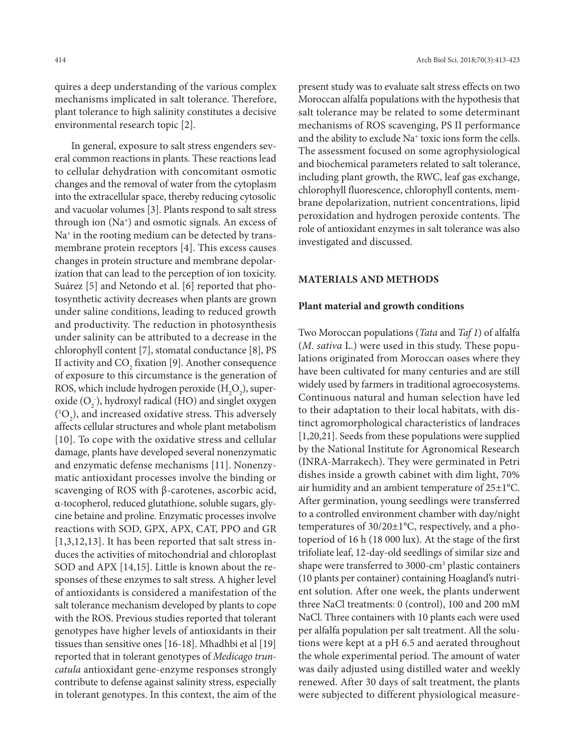quires a deep understanding of the various complex mechanisms implicated in salt tolerance. Therefore, plant tolerance to high salinity constitutes a decisive environmental research topic [2].

In general, exposure to salt stress engenders several common reactions in plants. These reactions lead to cellular dehydration with concomitant osmotic changes and the removal of water from the cytoplasm into the extracellular space, thereby reducing cytosolic and vacuolar volumes [3]. Plants respond to salt stress through ion ($Na^+$) and osmotic signals. An excess of $Na^+$ in the rooting medium can be detected by transmembrane protein receptors [4]. This excess causes changes in protein structure and membrane depolarization that can lead to the perception of ion toxicity. Suárez [5] and Netondo et al. [6] reported that photosynthetic activity decreases when plants are grown under saline conditions, leading to reduced growth and productivity. The reduction in photosynthesis under salinity can be attributed to a decrease in the chlorophyll content [7], stomatal conductance [8], PS II activity and $CO_2$ fixation [9]. Another consequence of exposure to this circumstance is the generation of ROS, which include hydrogen peroxide ($H_2O_2$), superoxide ($O_2^-$), hydroxyl radical (HO) and singlet oxygen ($^1O_2$), and increased oxidative stress. This adversely affects cellular structures and whole plant metabolism [10]. To cope with the oxidative stress and cellular damage, plants have developed several nonenzymatic and enzymatic defense mechanisms [11]. Nonenzymatic antioxidant processes involve the binding or scavenging of ROS with β-carotenes, ascorbic acid, α-tocopherol, reduced glutathione, soluble sugars, glycine betaine and proline. Enzymatic processes involve reactions with SOD, GPX, APX, CAT, PPO and GR [1,3,12,13]. It has been reported that salt stress induces the activities of mitochondrial and chloroplast SOD and APX [14,15]. Little is known about the responses of these enzymes to salt stress. A higher level of antioxidants is considered a manifestation of the salt tolerance mechanism developed by plants to cope with the ROS. Previous studies reported that tolerant genotypes have higher levels of antioxidants in their tissues than sensitive ones [16-18]. Mhadhbi et al [19] reported that in tolerant genotypes of *Medicago truncatula* antioxidant gene-enzyme responses strongly contribute to defense against salinity stress, especially in tolerant genotypes. In this context, the aim of the present study was to evaluate salt stress effects on two Moroccan alfalfa populations with the hypothesis that salt tolerance may be related to some determinant mechanisms of ROS scavenging, PS II performance and the ability to exclude $Na^+$ toxic ions form the cells. The assessment focused on some agrophysiological and biochemical parameters related to salt tolerance, including plant growth, the RWC, leaf gas exchange, chlorophyll fluorescence, chlorophyll contents, membrane depolarization, nutrient concentrations, lipid peroxidation and hydrogen peroxide contents. The role of antioxidant enzymes in salt tolerance was also investigated and discussed.

## MATERIALS AND METHODS

### Plant material and growth conditions

Two Moroccan populations (*Tata* and *Taf 1*) of alfalfa (*M. sativa* L.) were used in this study. These populations originated from Moroccan oases where they have been cultivated for many centuries and are still widely used by farmers in traditional agroecosystems. Continuous natural and human selection have led to their adaptation to their local habitats, with distinct agromorphological characteristics of landraces [1,20,21]. Seeds from these populations were supplied by the National Institute for Agronomical Research (INRA-Marrakech). They were germinated in Petri dishes inside a growth cabinet with dim light, 70% air humidity and an ambient temperature of 25±1°C. After germination, young seedlings were transferred to a controlled environment chamber with day/night temperatures of 30/20±1°C, respectively, and a photoperiod of 16 h (18 000 lux). At the stage of the first trifoliate leaf, 12-day-old seedlings of similar size and shape were transferred to 3000-$cm^3$ plastic containers (10 plants per container) containing Hoagland's nutrient solution. After one week, the plants underwent three NaCl treatments: 0 (control), 100 and 200 mM NaCl. Three containers with 10 plants each were used per alfalfa population per salt treatment. All the solutions were kept at a pH 6.5 and aerated throughout the whole experimental period. The amount of water was daily adjusted using distilled water and weekly renewed. After 30 days of salt treatment, the plants were subjected to different physiological measure-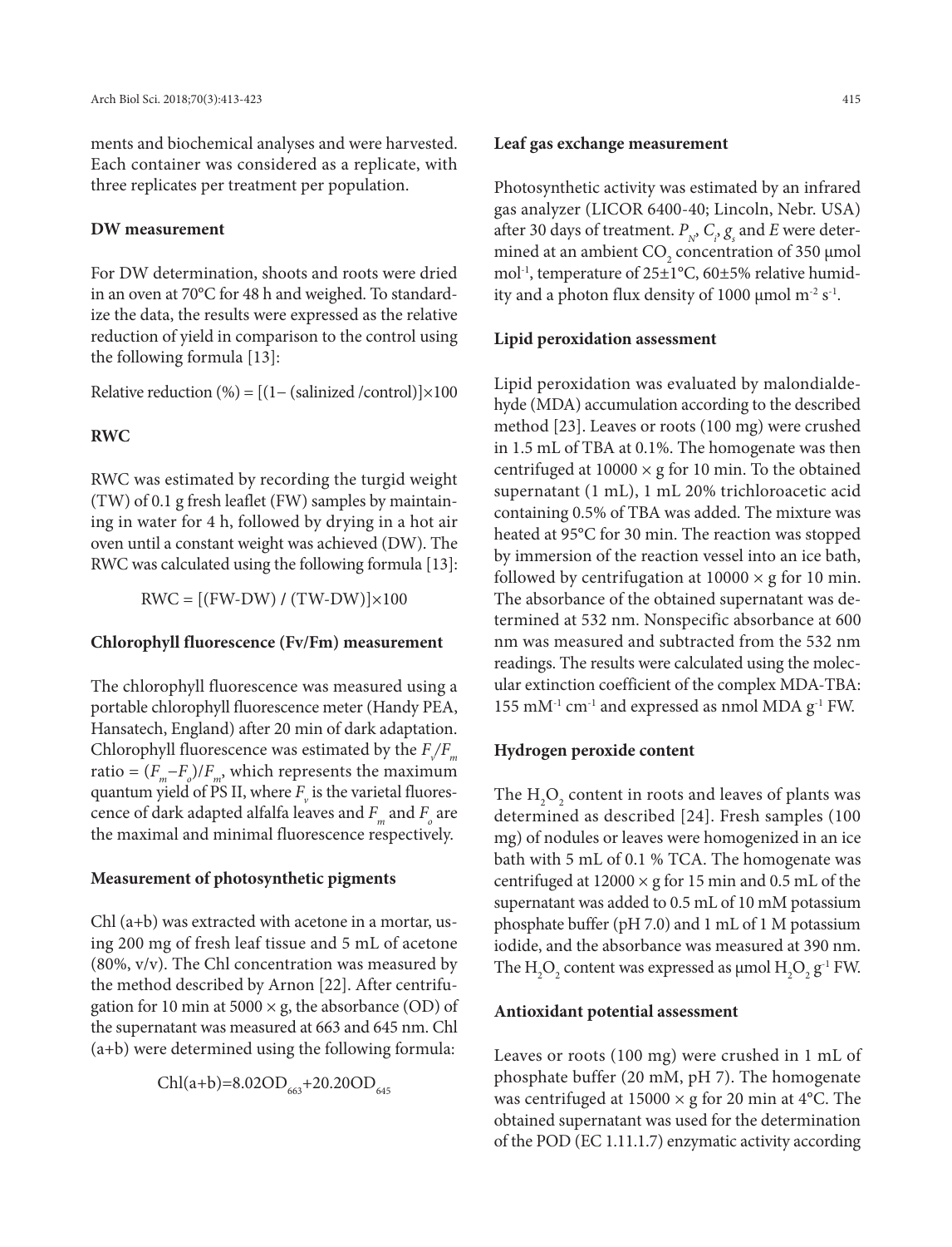ments and biochemical analyses and were harvested. Each container was considered as a replicate, with three replicates per treatment per population.

### DW measurement

For DW determination, shoots and roots were dried in an oven at 70°C for 48 h and weighed. To standardize the data, the results were expressed as the relative reduction of yield in comparison to the control using the following formula [13]:

Relative reduction (%) = [(1− (salinized /control)]×100

### RWC

RWC was estimated by recording the turgid weight (TW) of 0.1 g fresh leaflet (FW) samples by maintaining in water for 4 h, followed by drying in a hot air oven until a constant weight was achieved (DW). The RWC was calculated using the following formula [13]:

$$\text{RWC} = [(\text{FW-DW}) / (\text{TW-DW})]\times 100$$

### Chlorophyll fluorescence (Fv/Fm) measurement

The chlorophyll fluorescence was measured using a portable chlorophyll fluorescence meter (Handy PEA, Hansatech, England) after 20 min of dark adaptation. Chlorophyll fluorescence was estimated by the $F_v/F_m$ ratio = $(F_m-F_o)/F_m$, which represents the maximum quantum yield of PS II, where $F_v$ is the varietal fluorescence of dark adapted alfalfa leaves and $F_m$ and $F_o$ are the maximal and minimal fluorescence respectively.

### Measurement of photosynthetic pigments

Chl (a+b) was extracted with acetone in a mortar, using 200 mg of fresh leaf tissue and 5 mL of acetone (80%, v/v). The Chl concentration was measured by the method described by Arnon [22]. After centrifugation for 10 min at 5000 × g, the absorbance (OD) of the supernatant was measured at 663 and 645 nm. Chl (a+b) were determined using the following formula:

$$\text{Chl(a+b)}=8.02\text{OD}_{663}+20.20\text{OD}_{645}$$

### Leaf gas exchange measurement

Photosynthetic activity was estimated by an infrared gas analyzer (LICOR 6400-40; Lincoln, Nebr. USA) after 30 days of treatment. $P_N$, $C_i$, $g_s$ and $E$ were determined at an ambient $CO_2$ concentration of 350 µmol mol$^{-1}$, temperature of 25±1°C, 60±5% relative humidity and a photon flux density of 1000 µmol m$^{-2}$ s$^{-1}$.

### Lipid peroxidation assessment

Lipid peroxidation was evaluated by malondialdehyde (MDA) accumulation according to the described method [23]. Leaves or roots (100 mg) were crushed in 1.5 mL of TBA at 0.1%. The homogenate was then centrifuged at 10000 × g for 10 min. To the obtained supernatant (1 mL), 1 mL 20% trichloroacetic acid containing 0.5% of TBA was added. The mixture was heated at 95°C for 30 min. The reaction was stopped by immersion of the reaction vessel into an ice bath, followed by centrifugation at 10000 × g for 10 min. The absorbance of the obtained supernatant was determined at 532 nm. Nonspecific absorbance at 600 nm was measured and subtracted from the 532 nm readings. The results were calculated using the molecular extinction coefficient of the complex MDA-TBA: 155 mM$^{-1}$ cm$^{-1}$ and expressed as nmol MDA g$^{-1}$ FW.

### Hydrogen peroxide content

The $H_2O_2$ content in roots and leaves of plants was determined as described [24]. Fresh samples (100 mg) of nodules or leaves were homogenized in an ice bath with 5 mL of 0.1 % TCA. The homogenate was centrifuged at 12000 × g for 15 min and 0.5 mL of the supernatant was added to 0.5 mL of 10 mM potassium phosphate buffer (pH 7.0) and 1 mL of 1 M potassium iodide, and the absorbance was measured at 390 nm. The $H_2O_2$ content was expressed as µmol $H_2O_2$ g$^{-1}$ FW.

### Antioxidant potential assessment

Leaves or roots (100 mg) were crushed in 1 mL of phosphate buffer (20 mM, pH 7). The homogenate was centrifuged at 15000 × g for 20 min at 4°C. The obtained supernatant was used for the determination of the POD (EC 1.11.1.7) enzymatic activity according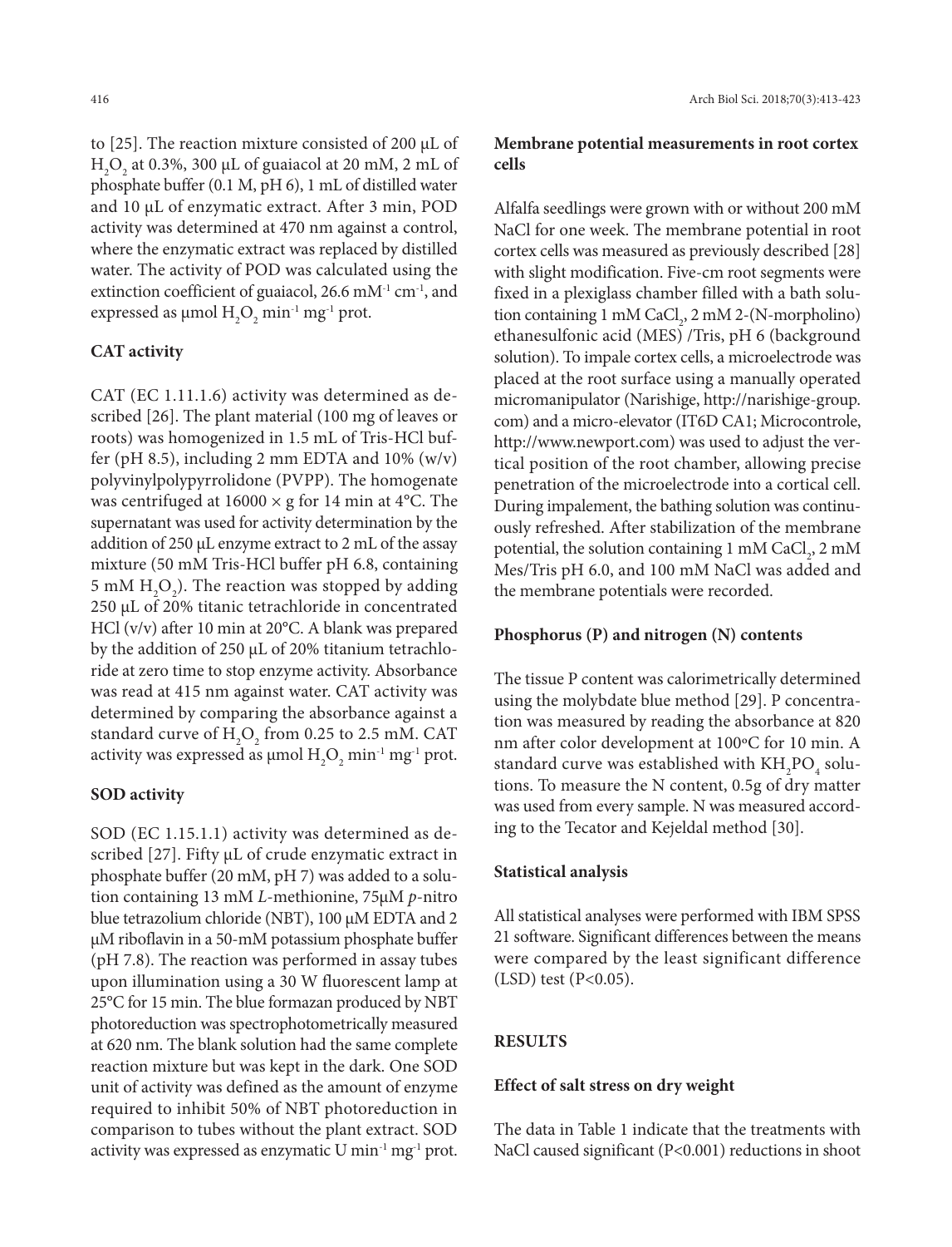to [25]. The reaction mixture consisted of 200 µL of $H_2O_2$ at 0.3%, 300 µL of guaiacol at 20 mM, 2 mL of phosphate buffer (0.1 M, pH 6), 1 mL of distilled water and 10 µL of enzymatic extract. After 3 min, POD activity was determined at 470 nm against a control, where the enzymatic extract was replaced by distilled water. The activity of POD was calculated using the extinction coefficient of guaiacol, 26.6 $mM^{-1}$ $cm^{-1}$, and expressed as µmol $H_2O_2$ $min^{-1}$ $mg^{-1}$ prot.

### CAT activity

CAT (EC 1.11.1.6) activity was determined as described [26]. The plant material (100 mg of leaves or roots) was homogenized in 1.5 mL of Tris-HCl buffer (pH 8.5), including 2 mm EDTA and 10% (w/v) polyvinylpolypyrrolidone (PVPP). The homogenate was centrifuged at 16000 × g for 14 min at 4°C. The supernatant was used for activity determination by the addition of 250 µL enzyme extract to 2 mL of the assay mixture (50 mM Tris-HCl buffer pH 6.8, containing 5 mM $H_2O_2$). The reaction was stopped by adding 250 µL of 20% titanic tetrachloride in concentrated HCl (v/v) after 10 min at 20°C. A blank was prepared by the addition of 250 µL of 20% titanium tetrachloride at zero time to stop enzyme activity. Absorbance was read at 415 nm against water. CAT activity was determined by comparing the absorbance against a standard curve of $H_2O_2$ from 0.25 to 2.5 mM. CAT activity was expressed as µmol $H_2O_2$ $min^{-1}$ $mg^{-1}$ prot.

### SOD activity

SOD (EC 1.15.1.1) activity was determined as described [27]. Fifty µL of crude enzymatic extract in phosphate buffer (20 mM, pH 7) was added to a solution containing 13 mM *L*-methionine, 75µM *p*-nitro blue tetrazolium chloride (NBT), 100 µM EDTA and 2 µM riboflavin in a 50-mM potassium phosphate buffer (pH 7.8). The reaction was performed in assay tubes upon illumination using a 30 W fluorescent lamp at 25°C for 15 min. The blue formazan produced by NBT photoreduction was spectrophotometrically measured at 620 nm. The blank solution had the same complete reaction mixture but was kept in the dark. One SOD unit of activity was defined as the amount of enzyme required to inhibit 50% of NBT photoreduction in comparison to tubes without the plant extract. SOD activity was expressed as enzymatic U $min^{-1}$ $mg^{-1}$ prot.

### Membrane potential measurements in root cortex cells

Alfalfa seedlings were grown with or without 200 mM NaCl for one week. The membrane potential in root cortex cells was measured as previously described [28] with slight modification. Five-cm root segments were fixed in a plexiglass chamber filled with a bath solution containing 1 mM $CaCl_2$, 2 mM 2-(N-morpholino) ethanesulfonic acid (MES) /Tris, pH 6 (background solution). To impale cortex cells, a microelectrode was placed at the root surface using a manually operated micromanipulator (Narishige, http://narishige-group.com) and a micro-elevator (IT6D CA1; Microcontrole, http://www.newport.com) was used to adjust the vertical position of the root chamber, allowing precise penetration of the microelectrode into a cortical cell. During impalement, the bathing solution was continuously refreshed. After stabilization of the membrane potential, the solution containing 1 mM $CaCl_2$, 2 mM Mes/Tris pH 6.0, and 100 mM NaCl was added and the membrane potentials were recorded.

### Phosphorus (P) and nitrogen (N) contents

The tissue P content was calorimetrically determined using the molybdate blue method [29]. P concentration was measured by reading the absorbance at 820 nm after color development at 100°C for 10 min. A standard curve was established with $KH_2PO_4$ solutions. To measure the N content, 0.5g of dry matter was used from every sample. N was measured according to the Tecator and Kejeldal method [30].

### Statistical analysis

All statistical analyses were performed with IBM SPSS 21 software. Significant differences between the means were compared by the least significant difference (LSD) test ($P<0.05$).

## RESULTS

### Effect of salt stress on dry weight

The data in Table 1 indicate that the treatments with NaCl caused significant ($P<0.001$) reductions in shoot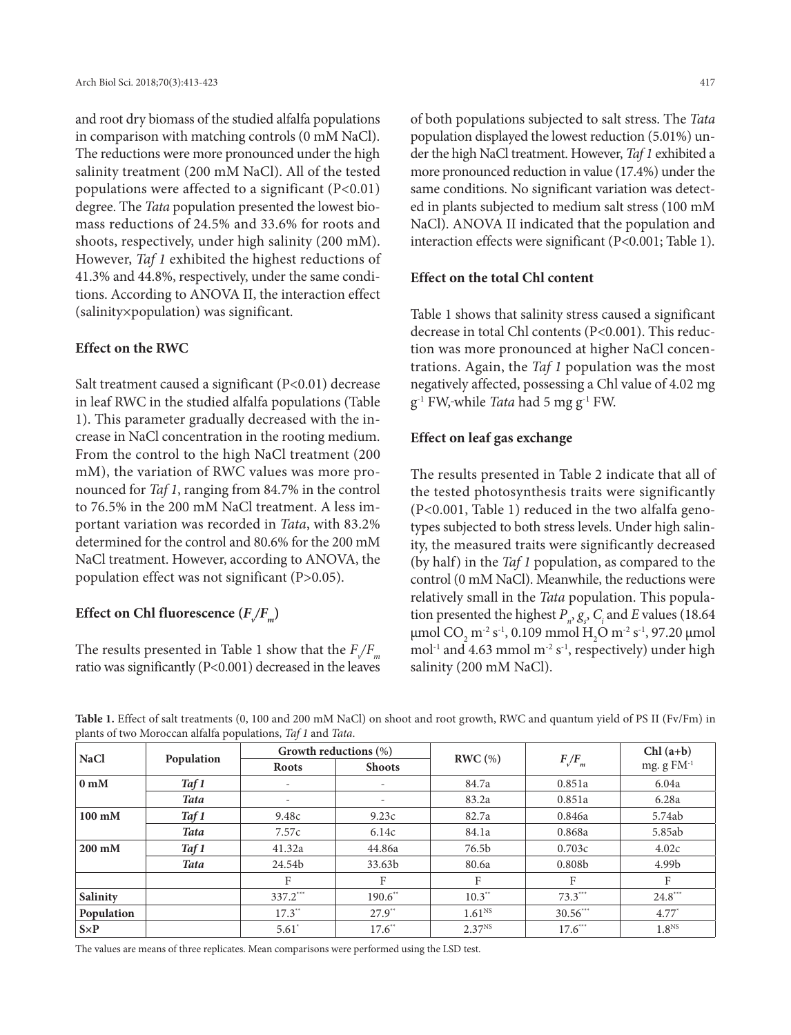and root dry biomass of the studied alfalfa populations in comparison with matching controls (0 mM NaCl). The reductions were more pronounced under the high salinity treatment (200 mM NaCl). All of the tested populations were affected to a significant (P<0.01) degree. The *Tata* population presented the lowest biomass reductions of 24.5% and 33.6% for roots and shoots, respectively, under high salinity (200 mM). However, *Taf 1* exhibited the highest reductions of 41.3% and 44.8%, respectively, under the same conditions. According to ANOVA II, the interaction effect (salinity×population) was significant.

### Effect on the RWC

Salt treatment caused a significant (P<0.01) decrease in leaf RWC in the studied alfalfa populations (Table 1). This parameter gradually decreased with the increase in NaCl concentration in the rooting medium. From the control to the high NaCl treatment (200 mM), the variation of RWC values was more pronounced for *Taf 1*, ranging from 84.7% in the control to 76.5% in the 200 mM NaCl treatment. A less important variation was recorded in *Tata*, with 83.2% determined for the control and 80.6% for the 200 mM NaCl treatment. However, according to ANOVA, the population effect was not significant (P>0.05).

### Effect on Chl fluorescence ($F_v/F_m$)

The results presented in Table 1 show that the $F_v/F_m$ ratio was significantly (P<0.001) decreased in the leaves of both populations subjected to salt stress. The *Tata* population displayed the lowest reduction (5.01%) under the high NaCl treatment. However, *Taf 1* exhibited a more pronounced reduction in value (17.4%) under the same conditions. No significant variation was detected in plants subjected to medium salt stress (100 mM NaCl). ANOVA II indicated that the population and interaction effects were significant (P<0.001; Table 1).

### Effect on the total Chl content

Table 1 shows that salinity stress caused a significant decrease in total Chl contents (P<0.001). This reduction was more pronounced at higher NaCl concentrations. Again, the *Taf 1* population was the most negatively affected, possessing a Chl value of 4.02 mg $g^{-1}$ FW,-while *Tata* had 5 mg $g^{-1}$ FW.

### Effect on leaf gas exchange

The results presented in Table 2 indicate that all of the tested photosynthesis traits were significantly (P<0.001, Table 1) reduced in the two alfalfa genotypes subjected to both stress levels. Under high salinity, the measured traits were significantly decreased (by half) in the *Taf 1* population, as compared to the control (0 mM NaCl). Meanwhile, the reductions were relatively small in the *Tata* population. This population presented the highest $P_n$, $g_s$, $C_i$ and $E$ values (18.64 μmol $CO_2$ $m^{-2}$ $s^{-1}$, 0.109 mmol $H_2O$ $m^{-2}$ $s^{-1}$, 97.20 μmol $mol^{-1}$ and 4.63 mmol $m^{-2}$ $s^{-1}$, respectively) under high salinity (200 mM NaCl).

**Table 1.** Effect of salt treatments (0, 100 and 200 mM NaCl) on shoot and root growth, RWC and quantum yield of PS II (Fv/Fm) in plants of two Moroccan alfalfa populations, *Taf 1* and *Tata*.

| NaCl | Population | Growth reductions (%) | | RWC (%) | $F_v/F_m$ | Chl (a+b) mg. $g FM^{-1}$ |
|---|---|---|---|---|---|---|
| | | Roots | Shoots | | | |
| **0 mM** | ***Taf 1*** | - | - | 84.7a | 0.851a | 6.04a |
| | ***Tata*** | - | - | 83.2a | 0.851a | 6.28a |
| **100 mM** | ***Taf 1*** | 9.48c | 9.23c | 82.7a | 0.846a | 5.74ab |
| | ***Tata*** | 7.57c | 6.14c | 84.1a | 0.868a | 5.85ab |
| **200 mM** | ***Taf 1*** | 41.32a | 44.86a | 76.5b | 0.703c | 4.02c |
| | ***Tata*** | 24.54b | 33.63b | 80.6a | 0.808b | 4.99b |
| | | F | F | F | F | F |
| **Salinity** | | $337.2^{***}$ | $190.6^{**}$ | $10.3^{**}$ | $73.3^{***}$ | $24.8^{***}$ |
| **Population** | | $17.3^{**}$ | $27.9^{**}$ | $1.61^{NS}$ | $30.56^{***}$ | $4.77^{*}$ |
| **S×P** | | $5.61^{*}$ | $17.6^{**}$ | $2.37^{NS}$ | $17.6^{***}$ | $1.8^{NS}$ |

The values are means of three replicates. Mean comparisons were performed using the LSD test.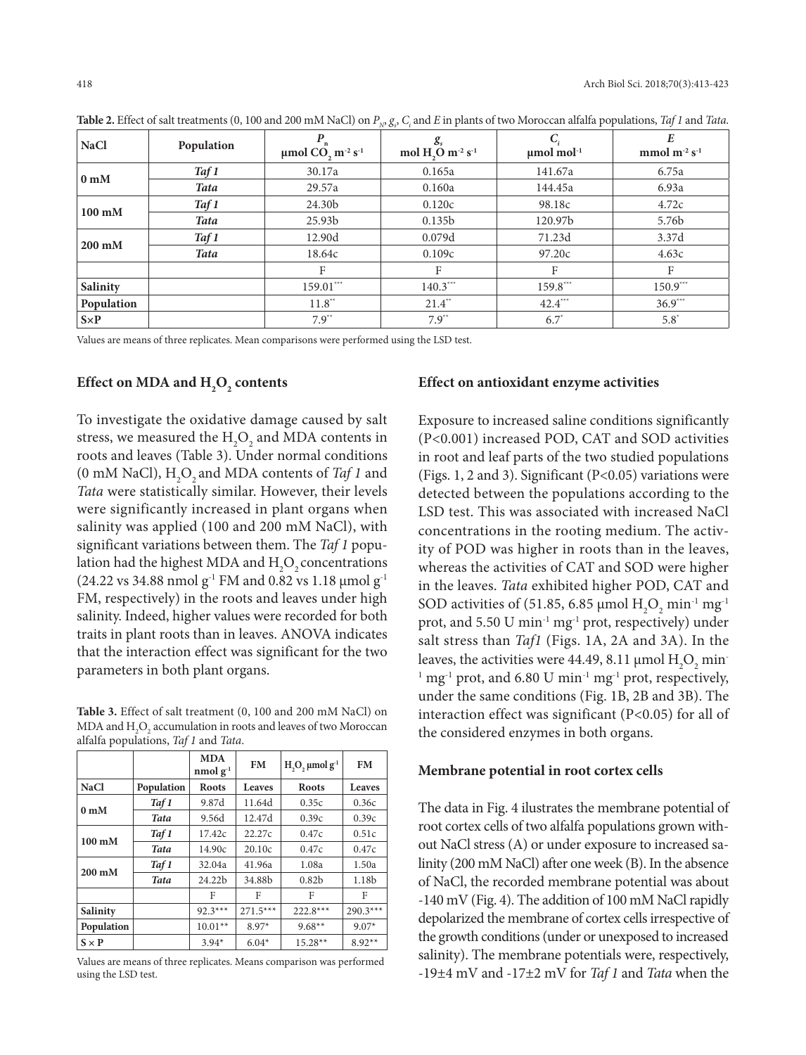**Table 2.** Effect of salt treatments (0, 100 and 200 mM NaCl) on $P_N$, $g_s$, $C_i$ and $E$ in plants of two Moroccan alfalfa populations, *Taf 1* and *Tata*.

| NaCl | Population | $P_n$ µmol $CO_2$ $m^{-2}$ $s^{-1}$ | $g_s$ mol $H_2O$ $m^{-2}$ $s^{-1}$ | $C_i$ µmol $mol^{-1}$ | $E$ mmol $m^{-2}$ $s^{-1}$ |
|---|---|---|---|---|---|
| 0 mM | *Taf 1* | 30.17a | 0.165a | 141.67a | 6.75a |
| | *Tata* | 29.57a | 0.160a | 144.45a | 6.93a |
| 100 mM | *Taf 1* | 24.30b | 0.120c | 98.18c | 4.72c |
| | *Tata* | 25.93b | 0.135b | 120.97b | 5.76b |
| 200 mM | *Taf 1* | 12.90d | 0.079d | 71.23d | 3.37d |
| | *Tata* | 18.64c | 0.109c | 97.20c | 4.63c |
| | | F | F | F | F |
| **Salinity** | | 159.01*** | 140.3*** | 159.8*** | 150.9*** |
| **Population** | | 11.8** | 21.4** | 42.4*** | 36.9*** |
| **S×P** | | 7.9** | 7.9** | 6.7* | 5.8* |

Values are means of three replicates. Mean comparisons were performed using the LSD test.

## Effect on MDA and $H_2O_2$ contents

To investigate the oxidative damage caused by salt stress, we measured the $H_2O_2$ and MDA contents in roots and leaves (Table 3). Under normal conditions (0 mM NaCl), $H_2O_2$ and MDA contents of *Taf 1* and *Tata* were statistically similar. However, their levels were significantly increased in plant organs when salinity was applied (100 and 200 mM NaCl), with significant variations between them. The *Taf 1* population had the highest MDA and $H_2O_2$ concentrations (24.22 vs 34.88 nmol $g^{-1}$ FM and 0.82 vs 1.18 µmol $g^{-1}$ FM, respectively) in the roots and leaves under high salinity. Indeed, higher values were recorded for both traits in plant roots than in leaves. ANOVA indicates that the interaction effect was significant for the two parameters in both plant organs.

**Table 3.** Effect of salt treatment (0, 100 and 200 mM NaCl) on MDA and $H_2O_2$ accumulation in roots and leaves of two Moroccan alfalfa populations, *Taf 1* and *Tata*.

| | | MDA nmol $g^{-1}$ | FM | $H_2O_2$ µmol $g^{-1}$ | FM |
|---|---|---|---|---|---|
| **NaCl** | **Population** | **Roots** | **Leaves** | **Roots** | **Leaves** |
| 0 mM | *Taf 1* | 9.87d | 11.64d | 0.35c | 0.36c |
| | *Tata* | 9.56d | 12.47d | 0.39c | 0.39c |
| 100 mM | *Taf 1* | 17.42c | 22.27c | 0.47c | 0.51c |
| | *Tata* | 14.90c | 20.10c | 0.47c | 0.47c |
| 200 mM | *Taf 1* | 32.04a | 41.96a | 1.08a | 1.50a |
| | *Tata* | 24.22b | 34.88b | 0.82b | 1.18b |
| | | F | F | F | F |
| **Salinity** | | 92.3*** | 271.5*** | 222.8*** | 290.3*** |
| **Population** | | 10.01** | 8.97* | 9.68** | 9.07* |
| **S × P** | | 3.94* | 6.04* | 15.28** | 8.92** |

Values are means of three replicates. Means comparison was performed using the LSD test.

## Effect on antioxidant enzyme activities

Exposure to increased saline conditions significantly ($P<0.001$) increased POD, CAT and SOD activities in root and leaf parts of the two studied populations (Figs. 1, 2 and 3). Significant ($P<0.05$) variations were detected between the populations according to the LSD test. This was associated with increased NaCl concentrations in the rooting medium. The activity of POD was higher in roots than in the leaves, whereas the activities of CAT and SOD were higher in the leaves. *Tata* exhibited higher POD, CAT and SOD activities of (51.85, 6.85 µmol $H_2O_2$ $min^{-1}$ $mg^{-1}$ prot, and 5.50 U $min^{-1}$ $mg^{-1}$ prot, respectively) under salt stress than *Taf1* (Figs. 1A, 2A and 3A). In the leaves, the activities were 44.49, 8.11 µmol $H_2O_2$ $min^{-1}$ $mg^{-1}$ prot, and 6.80 U $min^{-1}$ $mg^{-1}$ prot, respectively, under the same conditions (Fig. 1B, 2B and 3B). The interaction effect was significant ($P<0.05$) for all of the considered enzymes in both organs.

## Membrane potential in root cortex cells

The data in Fig. 4 ilustrates the membrane potential of root cortex cells of two alfalfa populations grown without NaCl stress (A) or under exposure to increased salinity (200 mM NaCl) after one week (B). In the absence of NaCl, the recorded membrane potential was about -140 mV (Fig. 4). The addition of 100 mM NaCl rapidly depolarized the membrane of cortex cells irrespective of the growth conditions (under or unexposed to increased salinity). The membrane potentials were, respectively, -19±4 mV and -17±2 mV for *Taf 1* and *Tata* when the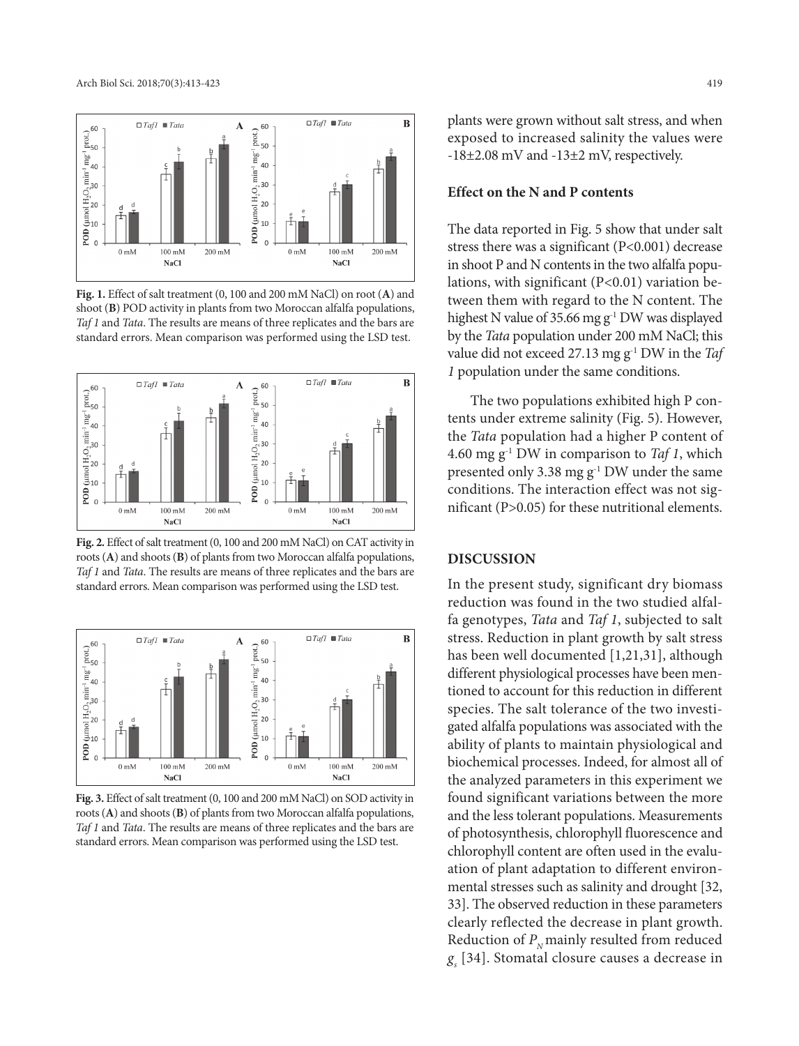**Fig. 1.** Effect of salt treatment (0, 100 and 200 mM NaCl) on root (**A**) and shoot (**B**) POD activity in plants from two Moroccan alfalfa populations, *Taf 1* and *Tata*. The results are means of three replicates and the bars are standard errors. Mean comparison was performed using the LSD test.

**Fig. 2.** Effect of salt treatment (0, 100 and 200 mM NaCl) on CAT activity in roots (**A**) and shoots (**B**) of plants from two Moroccan alfalfa populations, *Taf 1* and *Tata*. The results are means of three replicates and the bars are standard errors. Mean comparison was performed using the LSD test.

**Fig. 3.** Effect of salt treatment (0, 100 and 200 mM NaCl) on SOD activity in roots (**A**) and shoots (**B**) of plants from two Moroccan alfalfa populations, *Taf 1* and *Tata*. The results are means of three replicates and the bars are standard errors. Mean comparison was performed using the LSD test.

plants were grown without salt stress, and when exposed to increased salinity the values were -18±2.08 mV and -13±2 mV, respectively.

### Effect on the N and P contents

The data reported in Fig. 5 show that under salt stress there was a significant ($P<0.001$) decrease in shoot P and N contents in the two alfalfa populations, with significant ($P<0.01$) variation between them with regard to the N content. The highest N value of 35.66 mg $g^{-1}$ DW was displayed by the *Tata* population under 200 mM NaCl; this value did not exceed 27.13 mg $g^{-1}$ DW in the *Taf 1* population under the same conditions.

The two populations exhibited high P contents under extreme salinity (Fig. 5). However, the *Tata* population had a higher P content of 4.60 mg $g^{-1}$ DW in comparison to *Taf 1*, which presented only 3.38 mg $g^{-1}$ DW under the same conditions. The interaction effect was not significant ($P>0.05$) for these nutritional elements.

## DISCUSSION

In the present study, significant dry biomass reduction was found in the two studied alfalfa genotypes, *Tata* and *Taf 1*, subjected to salt stress. Reduction in plant growth by salt stress has been well documented [1,21,31], although different physiological processes have been mentioned to account for this reduction in different species. The salt tolerance of the two investigated alfalfa populations was associated with the ability of plants to maintain physiological and biochemical processes. Indeed, for almost all of the analyzed parameters in this experiment we found significant variations between the more and the less tolerant populations. Measurements of photosynthesis, chlorophyll fluorescence and chlorophyll content are often used in the evaluation of plant adaptation to different environmental stresses such as salinity and drought [32, 33]. The observed reduction in these parameters clearly reflected the decrease in plant growth. Reduction of $P_N$ mainly resulted from reduced $g_s$ [34]. Stomatal closure causes a decrease in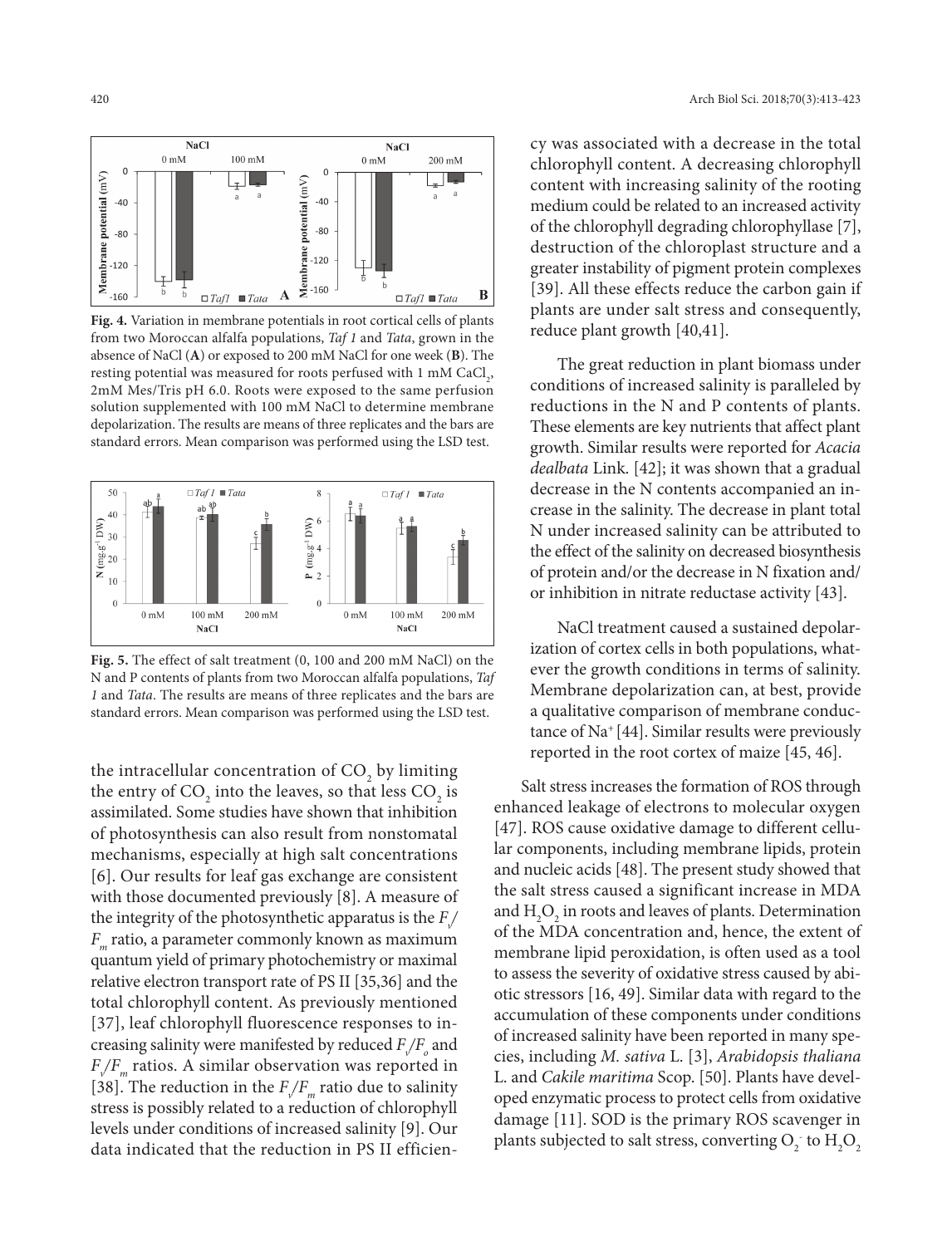**Fig. 4.** Variation in membrane potentials in root cortical cells of plants from two Moroccan alfalfa populations, *Taf 1* and *Tata*, grown in the absence of NaCl (**A**) or exposed to 200 mM NaCl for one week (**B**). The resting potential was measured for roots perfused with 1 mM $CaCl_2$, 2mM Mes/Tris pH 6.0. Roots were exposed to the same perfusion solution supplemented with 100 mM NaCl to determine membrane depolarization. The results are means of three replicates and the bars are standard errors. Mean comparison was performed using the LSD test.

**Fig. 5.** The effect of salt treatment (0, 100 and 200 mM NaCl) on the N and P contents of plants from two Moroccan alfalfa populations, *Taf 1* and *Tata*. The results are means of three replicates and the bars are standard errors. Mean comparison was performed using the LSD test.

the intracellular concentration of $CO_2$ by limiting the entry of $CO_2$ into the leaves, so that less $CO_2$ is assimilated. Some studies have shown that inhibition of photosynthesis can also result from nonstomatal mechanisms, especially at high salt concentrations [6]. Our results for leaf gas exchange are consistent with those documented previously [8]. A measure of the integrity of the photosynthetic apparatus is the $F_v/F_m$ ratio, a parameter commonly known as maximum quantum yield of primary photochemistry or maximal relative electron transport rate of PS II [35,36] and the total chlorophyll content. As previously mentioned [37], leaf chlorophyll fluorescence responses to increasing salinity were manifested by reduced $F_v/F_o$ and $F_v/F_m$ ratios. A similar observation was reported in [38]. The reduction in the $F_v/F_m$ ratio due to salinity stress is possibly related to a reduction of chlorophyll levels under conditions of increased salinity [9]. Our data indicated that the reduction in PS II efficiency was associated with a decrease in the total chlorophyll content. A decreasing chlorophyll content with increasing salinity of the rooting medium could be related to an increased activity of the chlorophyll degrading chlorophyllase [7], destruction of the chloroplast structure and a greater instability of pigment protein complexes [39]. All these effects reduce the carbon gain if plants are under salt stress and consequently, reduce plant growth [40,41].

The great reduction in plant biomass under conditions of increased salinity is paralleled by reductions in the N and P contents of plants. These elements are key nutrients that affect plant growth. Similar results were reported for *Acacia dealbata* Link. [42]; it was shown that a gradual decrease in the N contents accompanied an increase in the salinity. The decrease in plant total N under increased salinity can be attributed to the effect of the salinity on decreased biosynthesis of protein and/or the decrease in N fixation and/or inhibition in nitrate reductase activity [43].

NaCl treatment caused a sustained depolarization of cortex cells in both populations, whatever the growth conditions in terms of salinity. Membrane depolarization can, at best, provide a qualitative comparison of membrane conductance of $Na^+$ [44]. Similar results were previously reported in the root cortex of maize [45, 46].

Salt stress increases the formation of ROS through enhanced leakage of electrons to molecular oxygen [47]. ROS cause oxidative damage to different cellular components, including membrane lipids, protein and nucleic acids [48]. The present study showed that the salt stress caused a significant increase in MDA and $H_2O_2$ in roots and leaves of plants. Determination of the MDA concentration and, hence, the extent of membrane lipid peroxidation, is often used as a tool to assess the severity of oxidative stress caused by abiotic stressors [16, 49]. Similar data with regard to the accumulation of these components under conditions of increased salinity have been reported in many species, including *M. sativa* L. [3], *Arabidopsis thaliana* L. and *Cakile maritima* Scop. [50]. Plants have developed enzymatic process to protect cells from oxidative damage [11]. SOD is the primary ROS scavenger in plants subjected to salt stress, converting $O_2^-$ to $H_2O_2$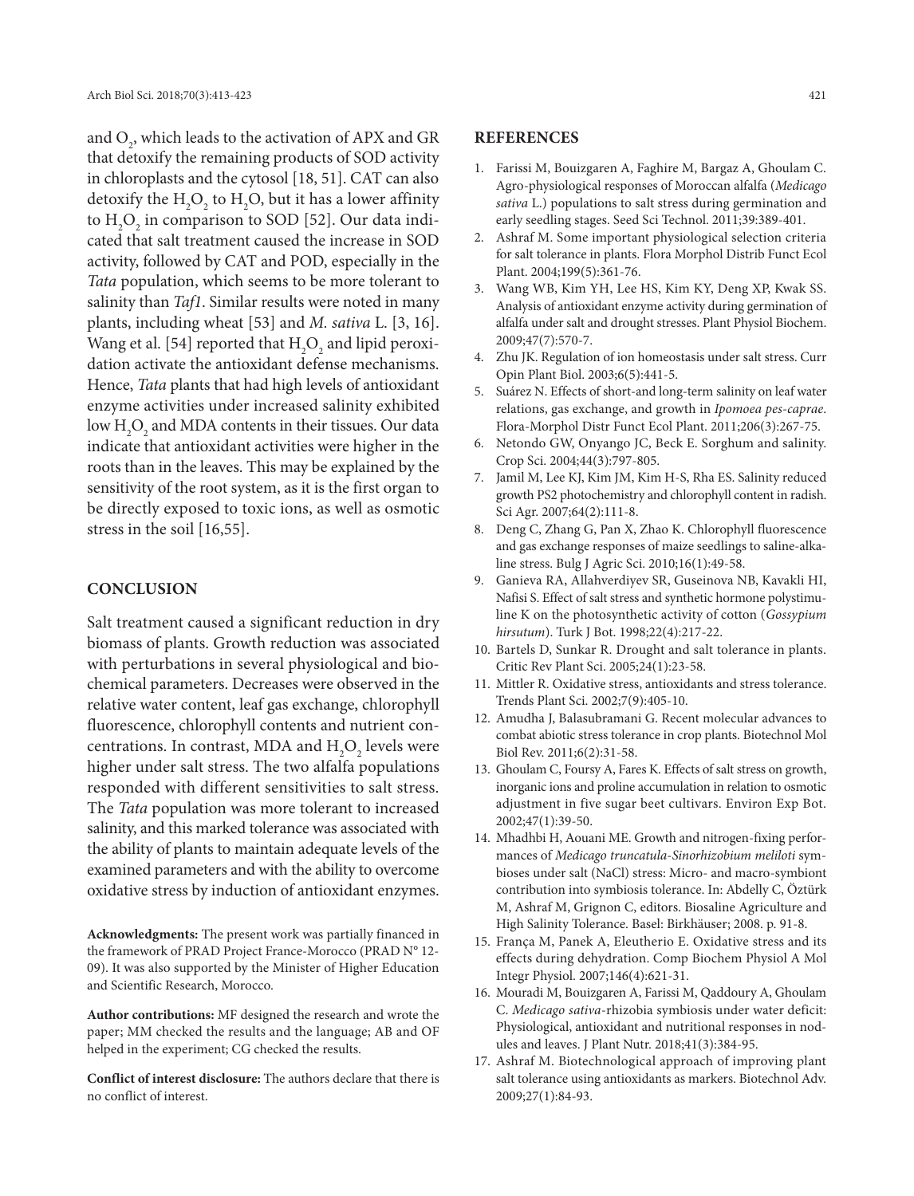and $O_2$, which leads to the activation of APX and GR that detoxify the remaining products of SOD activity in chloroplasts and the cytosol [18, 51]. CAT can also detoxify the $H_2O_2$ to $H_2O$, but it has a lower affinity to $H_2O_2$ in comparison to SOD [52]. Our data indicated that salt treatment caused the increase in SOD activity, followed by CAT and POD, especially in the *Tata* population, which seems to be more tolerant to salinity than *Taf1*. Similar results were noted in many plants, including wheat [53] and *M. sativa* L. [3, 16]. Wang et al. [54] reported that $H_2O_2$ and lipid peroxidation activate the antioxidant defense mechanisms. Hence, *Tata* plants that had high levels of antioxidant enzyme activities under increased salinity exhibited low $H_2O_2$ and MDA contents in their tissues. Our data indicate that antioxidant activities were higher in the roots than in the leaves. This may be explained by the sensitivity of the root system, as it is the first organ to be directly exposed to toxic ions, as well as osmotic stress in the soil [16,55].

## CONCLUSION

Salt treatment caused a significant reduction in dry biomass of plants. Growth reduction was associated with perturbations in several physiological and biochemical parameters. Decreases were observed in the relative water content, leaf gas exchange, chlorophyll fluorescence, chlorophyll contents and nutrient concentrations. In contrast, MDA and $H_2O_2$ levels were higher under salt stress. The two alfalfa populations responded with different sensitivities to salt stress. The *Tata* population was more tolerant to increased salinity, and this marked tolerance was associated with the ability of plants to maintain adequate levels of the examined parameters and with the ability to overcome oxidative stress by induction of antioxidant enzymes.

**Acknowledgments:** The present work was partially financed in the framework of PRAD Project France-Morocco (PRAD N° 12-09). It was also supported by the Minister of Higher Education and Scientific Research, Morocco.

**Author contributions:** MF designed the research and wrote the paper; MM checked the results and the language; AB and OF helped in the experiment; CG checked the results.

**Conflict of interest disclosure:** The authors declare that there is no conflict of interest.

## REFERENCES

1. Farissi M, Bouizgaren A, Faghire M, Bargaz A, Ghoulam C. Agro-physiological responses of Moroccan alfalfa (*Medicago sativa* L.) populations to salt stress during germination and early seedling stages. Seed Sci Technol. 2011;39:389-401.
2. Ashraf M. Some important physiological selection criteria for salt tolerance in plants. Flora Morphol Distrib Funct Ecol Plant. 2004;199(5):361-76.
3. Wang WB, Kim YH, Lee HS, Kim KY, Deng XP, Kwak SS. Analysis of antioxidant enzyme activity during germination of alfalfa under salt and drought stresses. Plant Physiol Biochem. 2009;47(7):570-7.
4. Zhu JK. Regulation of ion homeostasis under salt stress. Curr Opin Plant Biol. 2003;6(5):441-5.
5. Suárez N. Effects of short-and long-term salinity on leaf water relations, gas exchange, and growth in *Ipomoea pes-caprae*. Flora-Morphol Distr Funct Ecol Plant. 2011;206(3):267-75.
6. Netondo GW, Onyango JC, Beck E. Sorghum and salinity. Crop Sci. 2004;44(3):797-805.
7. Jamil M, Lee KJ, Kim JM, Kim H-S, Rha ES. Salinity reduced growth PS2 photochemistry and chlorophyll content in radish. Sci Agr. 2007;64(2):111-8.
8. Deng C, Zhang G, Pan X, Zhao K. Chlorophyll fluorescence and gas exchange responses of maize seedlings to saline-alkaline stress. Bulg J Agric Sci. 2010;16(1):49-58.
9. Ganieva RA, Allahverdiyev SR, Guseinova NB, Kavakli HI, Nafisi S. Effect of salt stress and synthetic hormone polystimuline K on the photosynthetic activity of cotton (*Gossypium hirsutum*). Turk J Bot. 1998;22(4):217-22.
10. Bartels D, Sunkar R. Drought and salt tolerance in plants. Critic Rev Plant Sci. 2005;24(1):23-58.
11. Mittler R. Oxidative stress, antioxidants and stress tolerance. Trends Plant Sci. 2002;7(9):405-10.
12. Amudha J, Balasubramani G. Recent molecular advances to combat abiotic stress tolerance in crop plants. Biotechnol Mol Biol Rev. 2011;6(2):31-58.
13. Ghoulam C, Foursy A, Fares K. Effects of salt stress on growth, inorganic ions and proline accumulation in relation to osmotic adjustment in five sugar beet cultivars. Environ Exp Bot. 2002;47(1):39-50.
14. Mhadhbi H, Aouani ME. Growth and nitrogen-fixing performances of *Medicago truncatula-Sinorhizobium meliloti* symbioses under salt (NaCl) stress: Micro- and macro-symbiont contribution into symbiosis tolerance. In: Abdelly C, Öztürk M, Ashraf M, Grignon C, editors. Biosaline Agriculture and High Salinity Tolerance. Basel: Birkhäuser; 2008. p. 91-8.
15. França M, Panek A, Eleutherio E. Oxidative stress and its effects during dehydration. Comp Biochem Physiol A Mol Integr Physiol. 2007;146(4):621-31.
16. Mouradi M, Bouizgaren A, Farissi M, Qaddoury A, Ghoulam C. *Medicago sativa*-rhizobia symbiosis under water deficit: Physiological, antioxidant and nutritional responses in nodules and leaves. J Plant Nutr. 2018;41(3):384-95.
17. Ashraf M. Biotechnological approach of improving plant salt tolerance using antioxidants as markers. Biotechnol Adv. 2009;27(1):84-93.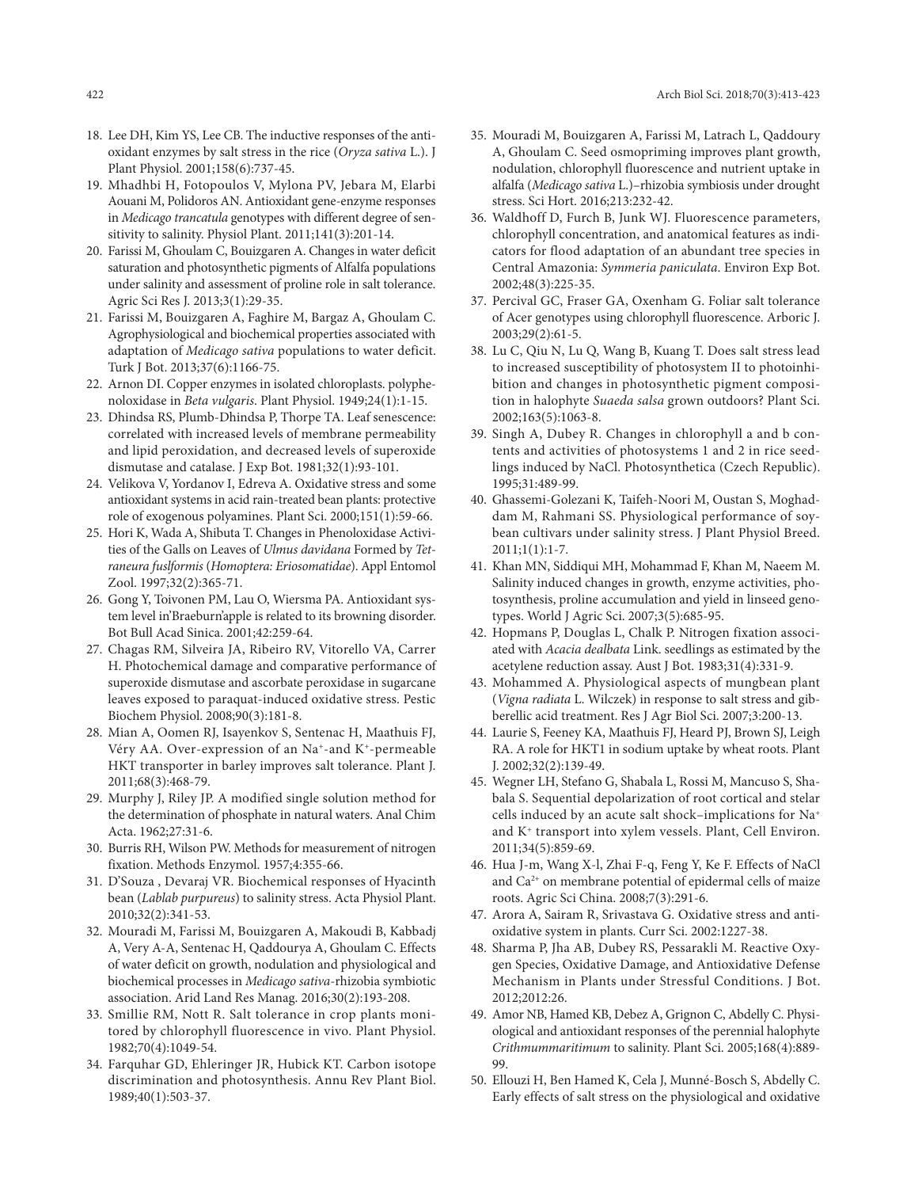18. Lee DH, Kim YS, Lee CB. The inductive responses of the antioxidant enzymes by salt stress in the rice (*Oryza sativa* L.). J Plant Physiol. 2001;158(6):737-45.
19. Mhadhbi H, Fotopoulos V, Mylona PV, Jebara M, Elarbi Aouani M, Polidoros AN. Antioxidant gene-enzyme responses in *Medicago trancatula* genotypes with different degree of sensitivity to salinity. Physiol Plant. 2011;141(3):201-14.
20. Farissi M, Ghoulam C, Bouizgaren A. Changes in water deficit saturation and photosynthetic pigments of Alfalfa populations under salinity and assessment of proline role in salt tolerance. Agric Sci Res J. 2013;3(1):29-35.
21. Farissi M, Bouizgaren A, Faghire M, Bargaz A, Ghoulam C. Agrophysiological and biochemical properties associated with adaptation of *Medicago sativa* populations to water deficit. Turk J Bot. 2013;37(6):1166-75.
22. Arnon DI. Copper enzymes in isolated chloroplasts. polyphenoloxidase in *Beta vulgaris*. Plant Physiol. 1949;24(1):1-15.
23. Dhindsa RS, Plumb-Dhindsa P, Thorpe TA. Leaf senescence: correlated with increased levels of membrane permeability and lipid peroxidation, and decreased levels of superoxide dismutase and catalase. J Exp Bot. 1981;32(1):93-101.
24. Velikova V, Yordanov I, Edreva A. Oxidative stress and some antioxidant systems in acid rain-treated bean plants: protective role of exogenous polyamines. Plant Sci. 2000;151(1):59-66.
25. Hori K, Wada A, Shibuta T. Changes in Phenoloxidase Activities of the Galls on Leaves of *Ulmus davidana* Formed by *Tetraneura fuslformis* (*Homoptera: Eriosomatidae*). Appl Entomol Zool. 1997;32(2):365-71.
26. Gong Y, Toivonen PM, Lau O, Wiersma PA. Antioxidant system level in'Braeburn'apple is related to its browning disorder. Bot Bull Acad Sinica. 2001;42:259-64.
27. Chagas RM, Silveira JA, Ribeiro RV, Vitorello VA, Carrer H. Photochemical damage and comparative performance of superoxide dismutase and ascorbate peroxidase in sugarcane leaves exposed to paraquat-induced oxidative stress. Pestic Biochem Physiol. 2008;90(3):181-8.
28. Mian A, Oomen RJ, Isayenkov S, Sentenac H, Maathuis FJ, Véry AA. Over-expression of an $Na^+$-and $K^+$-permeable HKT transporter in barley improves salt tolerance. Plant J. 2011;68(3):468-79.
29. Murphy J, Riley JP. A modified single solution method for the determination of phosphate in natural waters. Anal Chim Acta. 1962;27:31-6.
30. Burris RH, Wilson PW. Methods for measurement of nitrogen fixation. Methods Enzymol. 1957;4:355-66.
31. D'Souza , Devaraj VR. Biochemical responses of Hyacinth bean (*Lablab purpureus*) to salinity stress. Acta Physiol Plant. 2010;32(2):341-53.
32. Mouradi M, Farissi M, Bouizgaren A, Makoudi B, Kabbadj A, Very A-A, Sentenac H, Qaddourya A, Ghoulam C. Effects of water deficit on growth, nodulation and physiological and biochemical processes in *Medicago sativa*-rhizobia symbiotic association. Arid Land Res Manag. 2016;30(2):193-208.
33. Smillie RM, Nott R. Salt tolerance in crop plants monitored by chlorophyll fluorescence in vivo. Plant Physiol. 1982;70(4):1049-54.
34. Farquhar GD, Ehleringer JR, Hubick KT. Carbon isotope discrimination and photosynthesis. Annu Rev Plant Biol. 1989;40(1):503-37.
35. Mouradi M, Bouizgaren A, Farissi M, Latrach L, Qaddoury A, Ghoulam C. Seed osmopriming improves plant growth, nodulation, chlorophyll fluorescence and nutrient uptake in alfalfa (*Medicago sativa* L.)–rhizobia symbiosis under drought stress. Sci Hort. 2016;213:232-42.
36. Waldhoff D, Furch B, Junk WJ. Fluorescence parameters, chlorophyll concentration, and anatomical features as indicators for flood adaptation of an abundant tree species in Central Amazonia: *Symmeria paniculata*. Environ Exp Bot. 2002;48(3):225-35.
37. Percival GC, Fraser GA, Oxenham G. Foliar salt tolerance of Acer genotypes using chlorophyll fluorescence. Arboric J. 2003;29(2):61-5.
38. Lu C, Qiu N, Lu Q, Wang B, Kuang T. Does salt stress lead to increased susceptibility of photosystem II to photoinhibition and changes in photosynthetic pigment composition in halophyte *Suaeda salsa* grown outdoors? Plant Sci. 2002;163(5):1063-8.
39. Singh A, Dubey R. Changes in chlorophyll a and b contents and activities of photosystems 1 and 2 in rice seedlings induced by NaCl. Photosynthetica (Czech Republic). 1995;31:489-99.
40. Ghassemi-Golezani K, Taifeh-Noori M, Oustan S, Moghaddam M, Rahmani SS. Physiological performance of soybean cultivars under salinity stress. J Plant Physiol Breed. 2011;1(1):1-7.
41. Khan MN, Siddiqui MH, Mohammad F, Khan M, Naeem M. Salinity induced changes in growth, enzyme activities, photosynthesis, proline accumulation and yield in linseed genotypes. World J Agric Sci. 2007;3(5):685-95.
42. Hopmans P, Douglas L, Chalk P. Nitrogen fixation associated with *Acacia dealbata* Link. seedlings as estimated by the acetylene reduction assay. Aust J Bot. 1983;31(4):331-9.
43. Mohammed A. Physiological aspects of mungbean plant (*Vigna radiata* L. Wilczek) in response to salt stress and gibberellic acid treatment. Res J Agr Biol Sci. 2007;3:200-13.
44. Laurie S, Feeney KA, Maathuis FJ, Heard PJ, Brown SJ, Leigh RA. A role for HKT1 in sodium uptake by wheat roots. Plant J. 2002;32(2):139-49.
45. Wegner LH, Stefano G, Shabala L, Rossi M, Mancuso S, Shabala S. Sequential depolarization of root cortical and stelar cells induced by an acute salt shock–implications for $Na^+$ and $K^+$ transport into xylem vessels. Plant, Cell Environ. 2011;34(5):859-69.
46. Hua J-m, Wang X-l, Zhai F-q, Feng Y, Ke F. Effects of NaCl and $Ca^{2+}$ on membrane potential of epidermal cells of maize roots. Agric Sci China. 2008;7(3):291-6.
47. Arora A, Sairam R, Srivastava G. Oxidative stress and antioxidative system in plants. Curr Sci. 2002:1227-38.
48. Sharma P, Jha AB, Dubey RS, Pessarakli M. Reactive Oxygen Species, Oxidative Damage, and Antioxidative Defense Mechanism in Plants under Stressful Conditions. J Bot. 2012;2012:26.
49. Amor NB, Hamed KB, Debez A, Grignon C, Abdelly C. Physiological and antioxidant responses of the perennial halophyte *Crithmummaritimum* to salinity. Plant Sci. 2005;168(4):889-99.
50. Ellouzi H, Ben Hamed K, Cela J, Munné-Bosch S, Abdelly C. Early effects of salt stress on the physiological and oxidative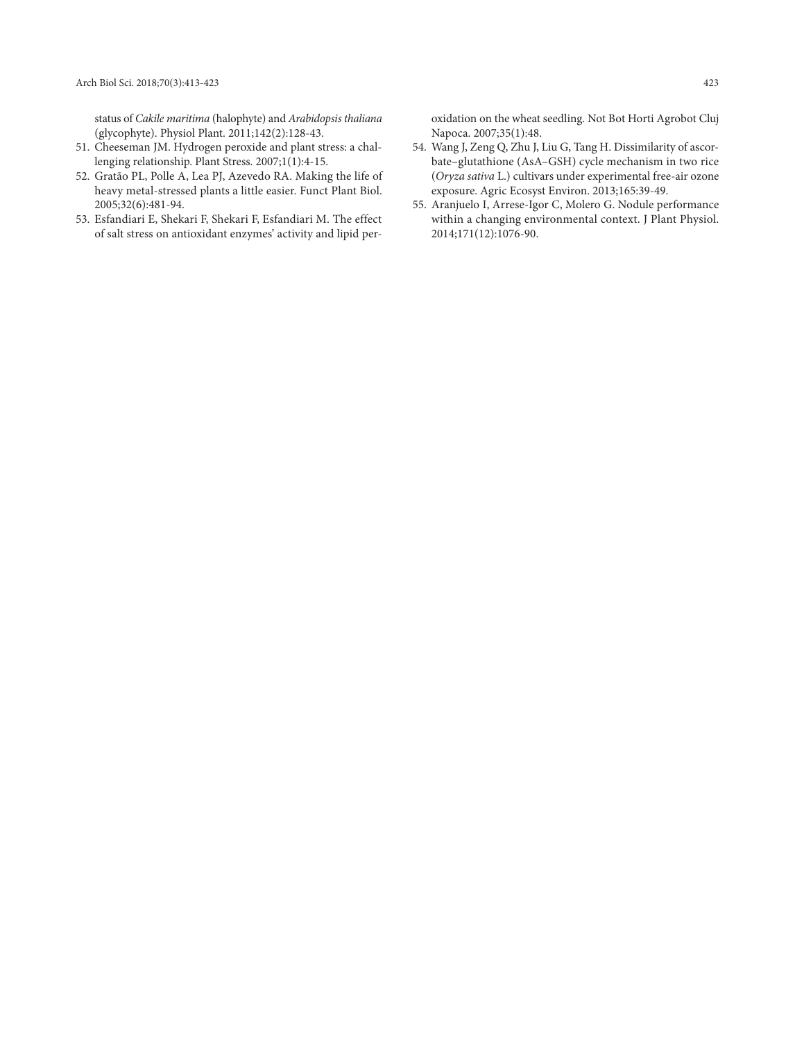status of *Cakile maritima* (halophyte) and *Arabidopsis thaliana* (glycophyte). Physiol Plant. 2011;142(2):128-43.

51. Cheeseman JM. Hydrogen peroxide and plant stress: a challenging relationship. Plant Stress. 2007;1(1):4-15.
52. Gratão PL, Polle A, Lea PJ, Azevedo RA. Making the life of heavy metal-stressed plants a little easier. Funct Plant Biol. 2005;32(6):481-94.
53. Esfandiari E, Shekari F, Shekari F, Esfandiari M. The effect of salt stress on antioxidant enzymes' activity and lipid peroxidation on the wheat seedling. Not Bot Horti Agrobot Cluj Napoca. 2007;35(1):48.
54. Wang J, Zeng Q, Zhu J, Liu G, Tang H. Dissimilarity of ascorbate–glutathione (AsA–GSH) cycle mechanism in two rice (*Oryza sativa* L.) cultivars under experimental free-air ozone exposure. Agric Ecosyst Environ. 2013;165:39-49.
55. Aranjuelo I, Arrese-Igor C, Molero G. Nodule performance within a changing environmental context. J Plant Physiol. 2014;171(12):1076-90.